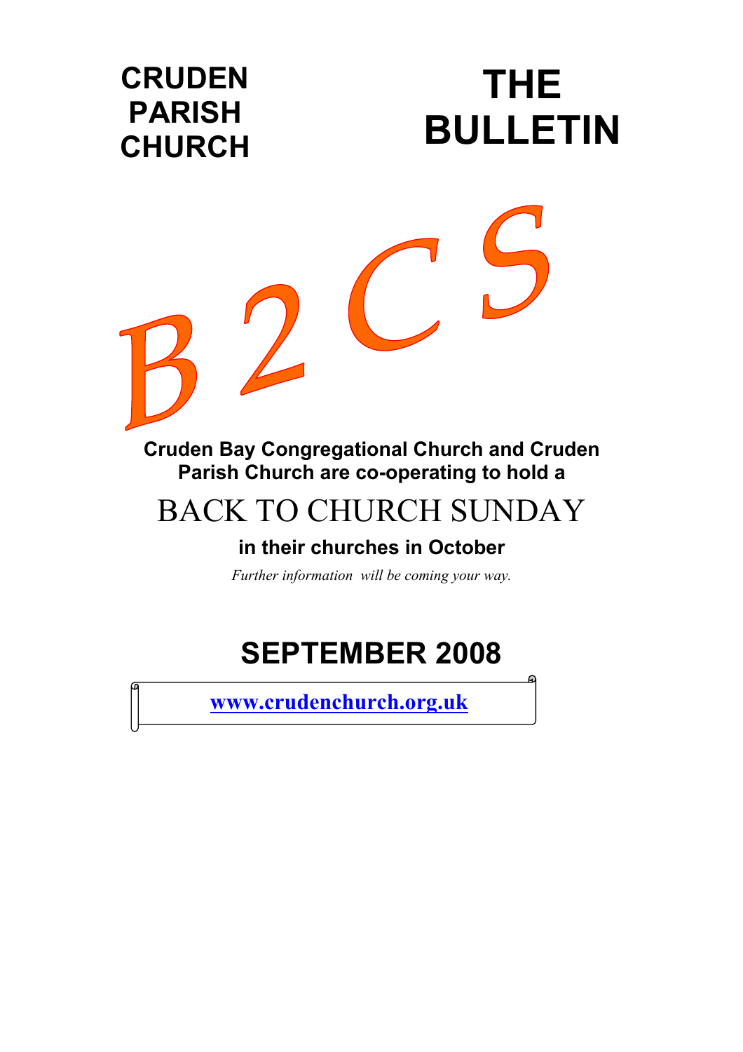# CRUDEN PARISH CHURCH

# THE BULLETIN

B 2 C S

**Cruden Bay Congregational Church and Cruden Parish Church are co-operating to hold a**

BACK TO CHURCH SUNDAY

**in their churches in October**

*Further information will be coming your way.*

## SEPTEMBER 2008

[www.crudenchurch.org.uk](http://www.crudenchurch.org.uk)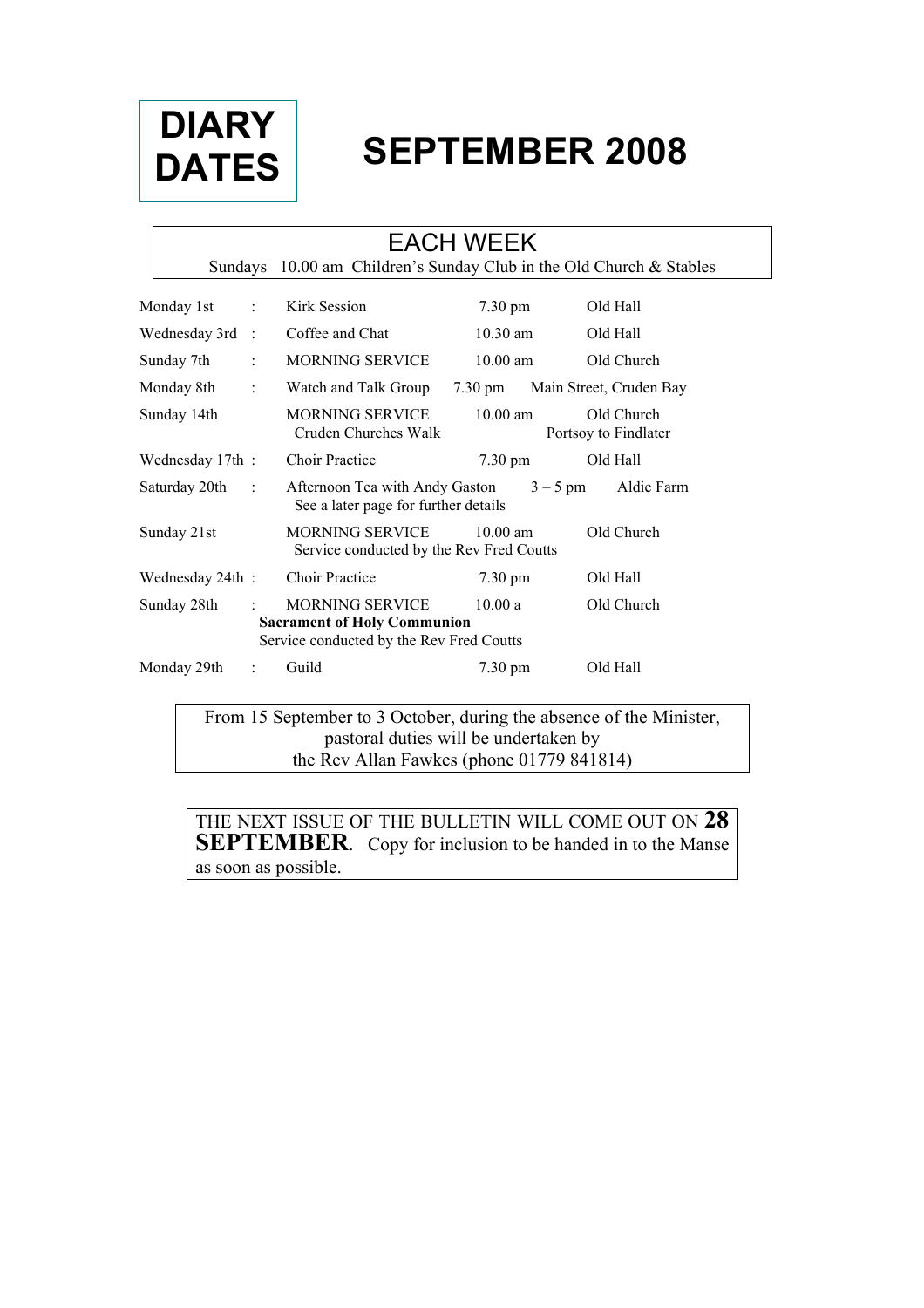# DIARY DATES

# SEPTEMBER 2008

## EACH WEEK

Sundays 10.00 am Children's Sunday Club in the Old Church & Stables

| Date | | Event | Time | Place |
|---|---|---|---|---|
| Monday 1st | : | Kirk Session | 7.30 pm | Old Hall |
| Wednesday 3rd | : | Coffee and Chat | 10.30 am | Old Hall |
| Sunday 7th | : | MORNING SERVICE | 10.00 am | Old Church |
| Monday 8th | : | Watch and Talk Group | 7.30 pm | Main Street, Cruden Bay |
| Sunday 14th | | MORNING SERVICE<br>Cruden Churches Walk | 10.00 am | Old Church<br>Portsoy to Findlater |
| Wednesday 17th | : | Choir Practice | 7.30 pm | Old Hall |
| Saturday 20th | : | Afternoon Tea with Andy Gaston<br>See a later page for further details | 3 – 5 pm | Aldie Farm |
| Sunday 21st | | MORNING SERVICE<br>Service conducted by the Rev Fred Coutts | 10.00 am | Old Church |
| Wednesday 24th | : | Choir Practice | 7.30 pm | Old Hall |
| Sunday 28th | : | MORNING SERVICE<br>**Sacrament of Holy Communion**<br>Service conducted by the Rev Fred Coutts | 10.00 a | Old Church |
| Monday 29th | : | Guild | 7.30 pm | Old Hall |

From 15 September to 3 October, during the absence of the Minister, pastoral duties will be undertaken by the Rev Allan Fawkes (phone 01779 841814)

THE NEXT ISSUE OF THE BULLETIN WILL COME OUT ON **28 SEPTEMBER**. Copy for inclusion to be handed in to the Manse as soon as possible.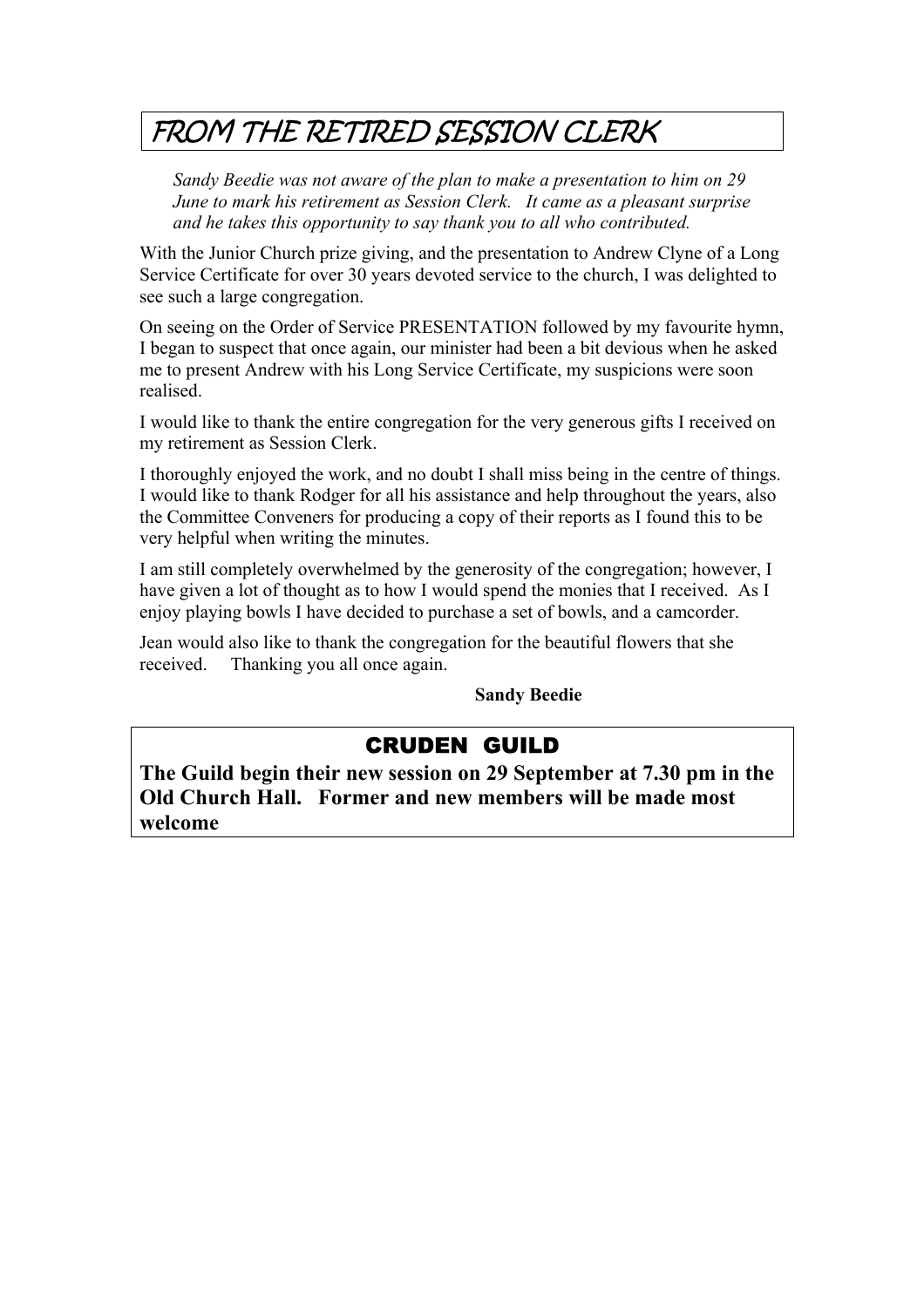# FROM THE RETIRED SESSION CLERK

*Sandy Beedie was not aware of the plan to make a presentation to him on 29 June to mark his retirement as Session Clerk. It came as a pleasant surprise and he takes this opportunity to say thank you to all who contributed.*

With the Junior Church prize giving, and the presentation to Andrew Clyne of a Long Service Certificate for over 30 years devoted service to the church, I was delighted to see such a large congregation.

On seeing on the Order of Service PRESENTATION followed by my favourite hymn, I began to suspect that once again, our minister had been a bit devious when he asked me to present Andrew with his Long Service Certificate, my suspicions were soon realised.

I would like to thank the entire congregation for the very generous gifts I received on my retirement as Session Clerk.

I thoroughly enjoyed the work, and no doubt I shall miss being in the centre of things. I would like to thank Rodger for all his assistance and help throughout the years, also the Committee Conveners for producing a copy of their reports as I found this to be very helpful when writing the minutes.

I am still completely overwhelmed by the generosity of the congregation; however, I have given a lot of thought as to how I would spend the monies that I received. As I enjoy playing bowls I have decided to purchase a set of bowls, and a camcorder.

Jean would also like to thank the congregation for the beautiful flowers that she received. Thanking you all once again.

**Sandy Beedie**

## CRUDEN GUILD

**The Guild begin their new session on 29 September at 7.30 pm in the Old Church Hall. Former and new members will be made most welcome**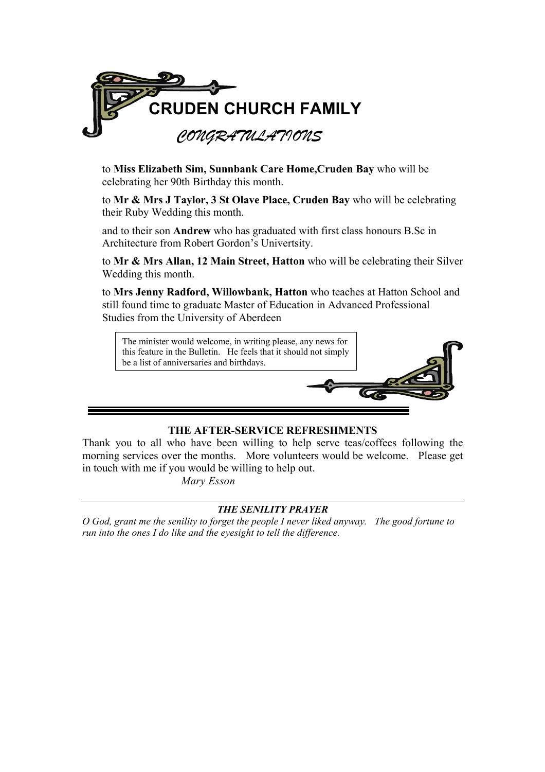# CRUDEN CHURCH FAMILY

## *CONGRATULATIONS*

to **Miss Elizabeth Sim, Sunnbank Care Home,Cruden Bay** who will be celebrating her 90th Birthday this month.

to **Mr & Mrs J Taylor, 3 St Olave Place, Cruden Bay** who will be celebrating their Ruby Wedding this month.

and to their son **Andrew** who has graduated with first class honours B.Sc in Architecture from Robert Gordon's Univertsity.

to **Mr & Mrs Allan, 12 Main Street, Hatton** who will be celebrating their Silver Wedding this month.

to **Mrs Jenny Radford, Willowbank, Hatton** who teaches at Hatton School and still found time to graduate Master of Education in Advanced Professional Studies from the University of Aberdeen

The minister would welcome, in writing please, any news for this feature in the Bulletin. He feels that it should not simply be a list of anniversaries and birthdays.

---

**THE AFTER-SERVICE REFRESHMENTS**

Thank you to all who have been willing to help serve teas/coffees following the morning services over the months. More volunteers would be welcome. Please get in touch with me if you would be willing to help out.

*Mary Esson*

---

***THE SENILITY PRAYER***

*O God, grant me the senility to forget the people I never liked anyway. The good fortune to run into the ones I do like and the eyesight to tell the difference.*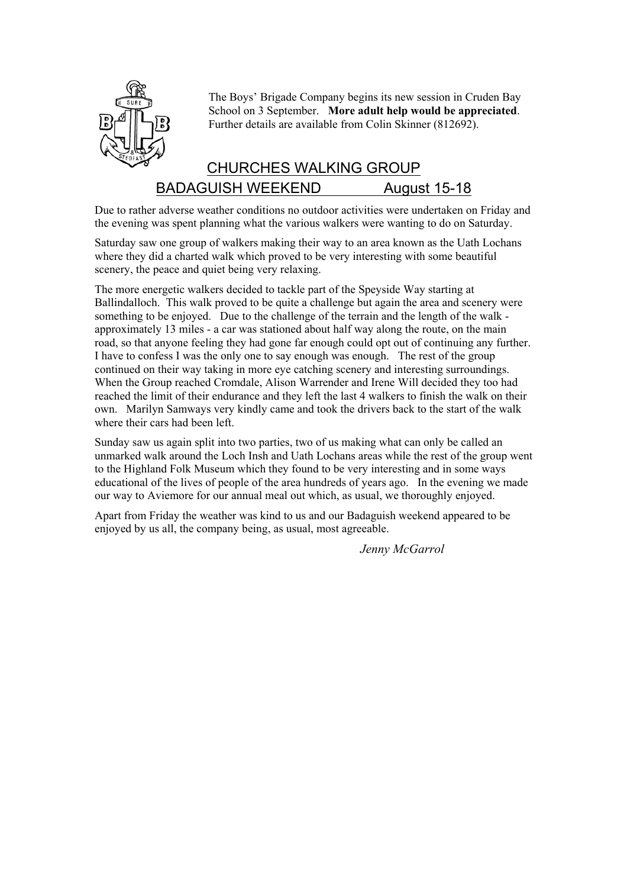The Boys' Brigade Company begins its new session in Cruden Bay School on 3 September. **More adult help would be appreciated**. Further details are available from Colin Skinner (812692).

## CHURCHES WALKING GROUP
## BADAGUISH WEEKEND August 15-18

Due to rather adverse weather conditions no outdoor activities were undertaken on Friday and the evening was spent planning what the various walkers were wanting to do on Saturday.

Saturday saw one group of walkers making their way to an area known as the Uath Lochans where they did a charted walk which proved to be very interesting with some beautiful scenery, the peace and quiet being very relaxing.

The more energetic walkers decided to tackle part of the Speyside Way starting at Ballindalloch. This walk proved to be quite a challenge but again the area and scenery were something to be enjoyed. Due to the challenge of the terrain and the length of the walk - approximately 13 miles - a car was stationed about half way along the route, on the main road, so that anyone feeling they had gone far enough could opt out of continuing any further. I have to confess I was the only one to say enough was enough. The rest of the group continued on their way taking in more eye catching scenery and interesting surroundings. When the Group reached Cromdale, Alison Warrender and Irene Will decided they too had reached the limit of their endurance and they left the last 4 walkers to finish the walk on their own. Marilyn Samways very kindly came and took the drivers back to the start of the walk where their cars had been left.

Sunday saw us again split into two parties, two of us making what can only be called an unmarked walk around the Loch Insh and Uath Lochans areas while the rest of the group went to the Highland Folk Museum which they found to be very interesting and in some ways educational of the lives of people of the area hundreds of years ago. In the evening we made our way to Aviemore for our annual meal out which, as usual, we thoroughly enjoyed.

Apart from Friday the weather was kind to us and our Badaguish weekend appeared to be enjoyed by us all, the company being, as usual, most agreeable.

*Jenny McGarrol*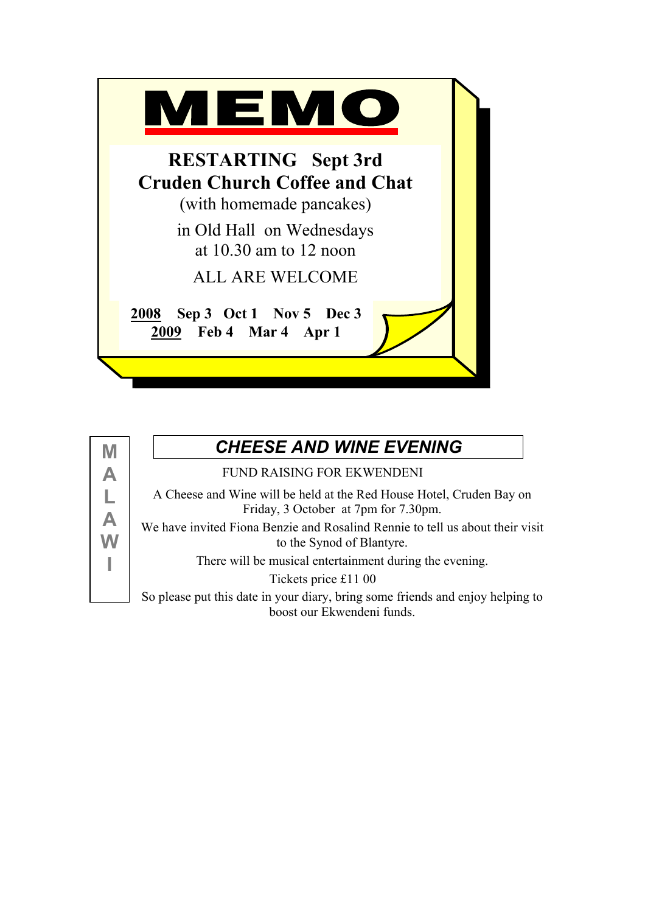# MEMO

**RESTARTING Sept 3rd**
**Cruden Church Coffee and Chat**
(with homemade pancakes)

in Old Hall on Wednesdays
at 10.30 am to 12 noon

ALL ARE WELCOME

**2008** **Sep 3 Oct 1 Nov 5 Dec 3**
**2009** **Feb 4 Mar 4 Apr 1**

**MALAWI**

## *CHEESE AND WINE EVENING*

FUND RAISING FOR EKWENDENI

A Cheese and Wine will be held at the Red House Hotel, Cruden Bay on Friday, 3 October at 7pm for 7.30pm.

We have invited Fiona Benzie and Rosalind Rennie to tell us about their visit to the Synod of Blantyre.

There will be musical entertainment during the evening.

Tickets price £11 00

So please put this date in your diary, bring some friends and enjoy helping to boost our Ekwendeni funds.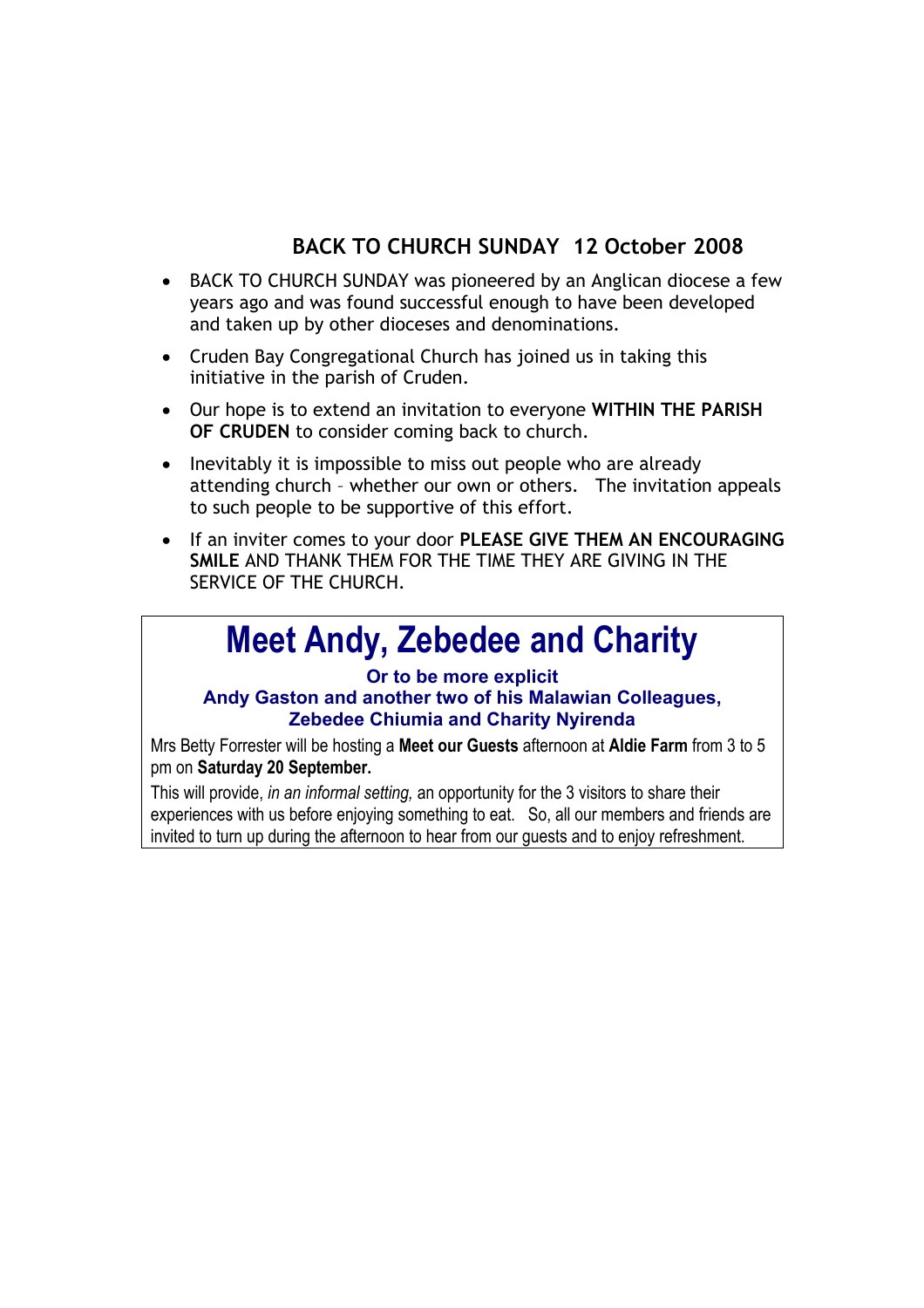## BACK TO CHURCH SUNDAY  12 October 2008

- BACK TO CHURCH SUNDAY was pioneered by an Anglican diocese a few years ago and was found successful enough to have been developed and taken up by other dioceses and denominations.
- Cruden Bay Congregational Church has joined us in taking this initiative in the parish of Cruden.
- Our hope is to extend an invitation to everyone **WITHIN THE PARISH OF CRUDEN** to consider coming back to church.
- Inevitably it is impossible to miss out people who are already attending church – whether our own or others.  The invitation appeals to such people to be supportive of this effort.
- If an inviter comes to your door **PLEASE GIVE THEM AN ENCOURAGING SMILE** AND THANK THEM FOR THE TIME THEY ARE GIVING IN THE SERVICE OF THE CHURCH.

# Meet Andy, Zebedee and Charity

**Or to be more explicit**
**Andy Gaston and another two of his Malawian Colleagues, Zebedee Chiumia and Charity Nyirenda**

Mrs Betty Forrester will be hosting a **Meet our Guests** afternoon at **Aldie Farm** from 3 to 5 pm on **Saturday 20 September.**

This will provide, *in an informal setting,* an opportunity for the 3 visitors to share their experiences with us before enjoying something to eat.  So, all our members and friends are invited to turn up during the afternoon to hear from our guests and to enjoy refreshment.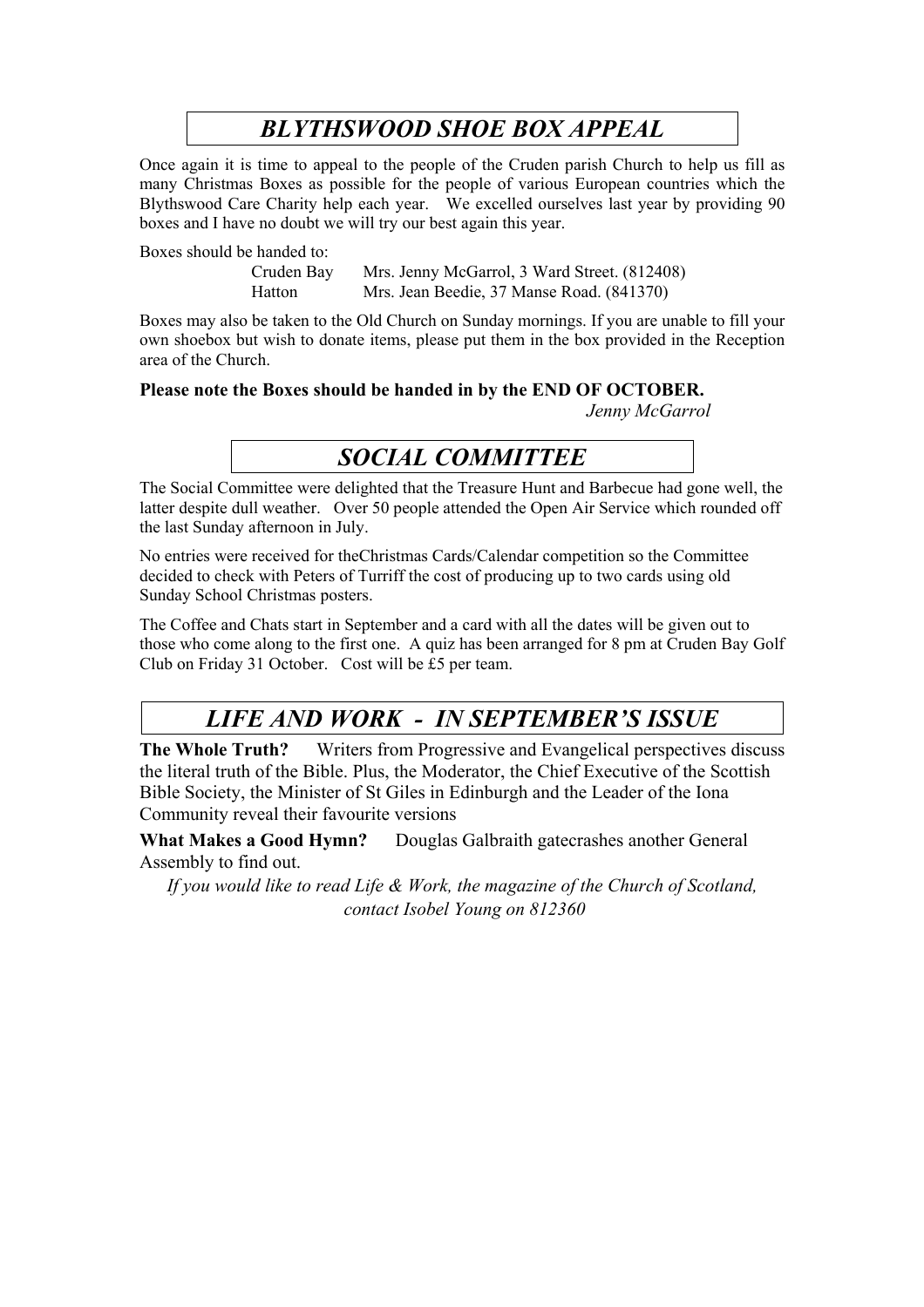## *BLYTHSWOOD SHOE BOX APPEAL*

Once again it is time to appeal to the people of the Cruden parish Church to help us fill as many Christmas Boxes as possible for the people of various European countries which the Blythswood Care Charity help each year. We excelled ourselves last year by providing 90 boxes and I have no doubt we will try our best again this year.

Boxes should be handed to:

Cruden Bay Mrs. Jenny McGarrol, 3 Ward Street. (812408)
Hatton Mrs. Jean Beedie, 37 Manse Road. (841370)

Boxes may also be taken to the Old Church on Sunday mornings. If you are unable to fill your own shoebox but wish to donate items, please put them in the box provided in the Reception area of the Church.

**Please note the Boxes should be handed in by the END OF OCTOBER.**

*Jenny McGarrol*

## *SOCIAL COMMITTEE*

The Social Committee were delighted that the Treasure Hunt and Barbecue had gone well, the latter despite dull weather. Over 50 people attended the Open Air Service which rounded off the last Sunday afternoon in July.

No entries were received for theChristmas Cards/Calendar competition so the Committee decided to check with Peters of Turriff the cost of producing up to two cards using old Sunday School Christmas posters.

The Coffee and Chats start in September and a card with all the dates will be given out to those who come along to the first one. A quiz has been arranged for 8 pm at Cruden Bay Golf Club on Friday 31 October. Cost will be £5 per team.

## *LIFE AND WORK - IN SEPTEMBER'S ISSUE*

**The Whole Truth?** Writers from Progressive and Evangelical perspectives discuss the literal truth of the Bible. Plus, the Moderator, the Chief Executive of the Scottish Bible Society, the Minister of St Giles in Edinburgh and the Leader of the Iona Community reveal their favourite versions

**What Makes a Good Hymn?** Douglas Galbraith gatecrashes another General Assembly to find out.

*If you would like to read Life & Work, the magazine of the Church of Scotland, contact Isobel Young on 812360*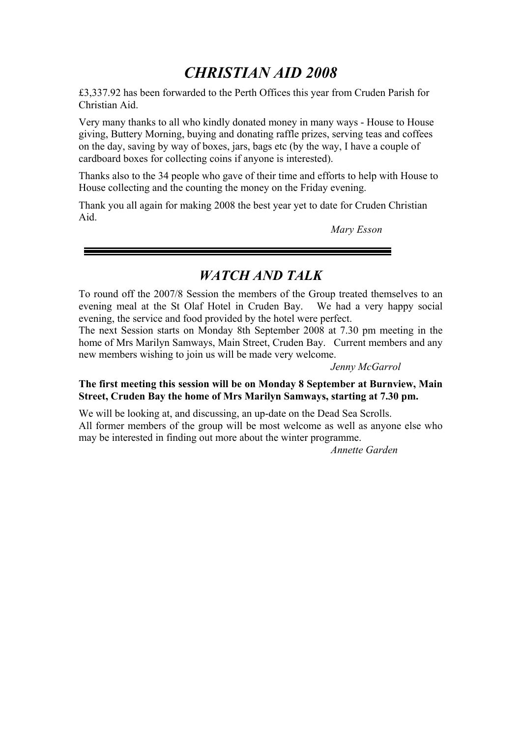# *CHRISTIAN AID 2008*

£3,337.92 has been forwarded to the Perth Offices this year from Cruden Parish for Christian Aid.

Very many thanks to all who kindly donated money in many ways - House to House giving, Buttery Morning, buying and donating raffle prizes, serving teas and coffees on the day, saving by way of boxes, jars, bags etc (by the way, I have a couple of cardboard boxes for collecting coins if anyone is interested).

Thanks also to the 34 people who gave of their time and efforts to help with House to House collecting and the counting the money on the Friday evening.

Thank you all again for making 2008 the best year yet to date for Cruden Christian Aid.

*Mary Esson*

---

# *WATCH AND TALK*

To round off the 2007/8 Session the members of the Group treated themselves to an evening meal at the St Olaf Hotel in Cruden Bay. We had a very happy social evening, the service and food provided by the hotel were perfect.

The next Session starts on Monday 8th September 2008 at 7.30 pm meeting in the home of Mrs Marilyn Samways, Main Street, Cruden Bay. Current members and any new members wishing to join us will be made very welcome.

*Jenny McGarrol*

**The first meeting this session will be on Monday 8 September at Burnview, Main Street, Cruden Bay the home of Mrs Marilyn Samways, starting at 7.30 pm.**

We will be looking at, and discussing, an up-date on the Dead Sea Scrolls.

All former members of the group will be most welcome as well as anyone else who may be interested in finding out more about the winter programme.

*Annette Garden*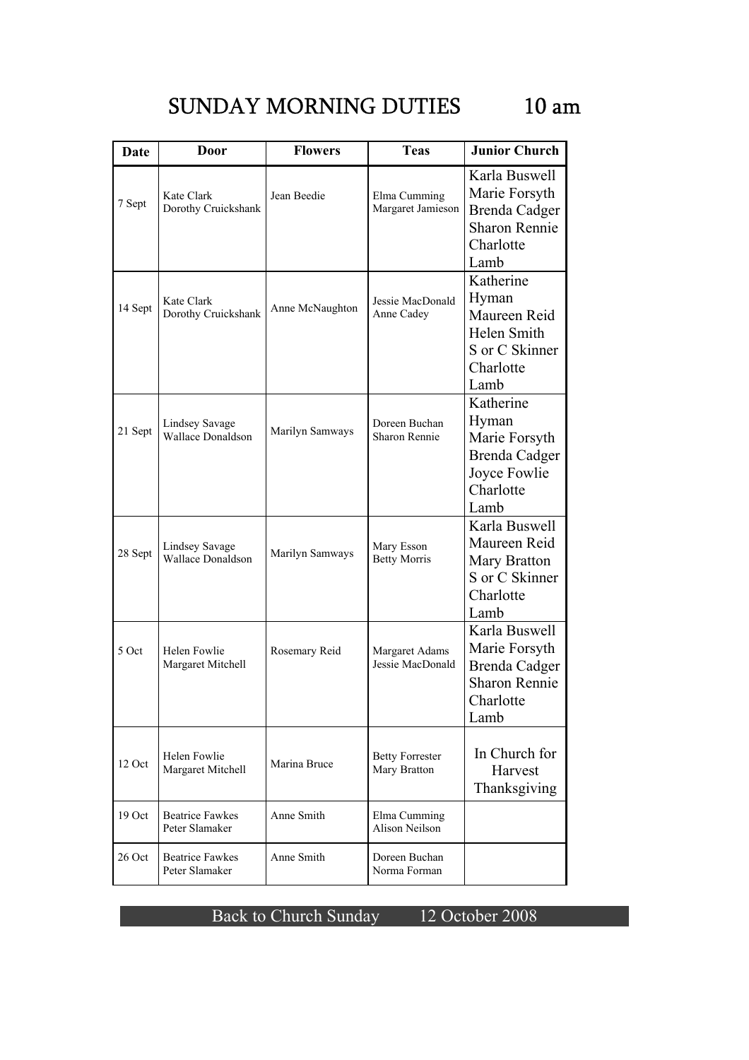# SUNDAY MORNING DUTIES 10 am

| Date | Door | Flowers | Teas | Junior Church |
|---|---|---|---|---|
| 7 Sept | Kate Clark<br>Dorothy Cruickshank | Jean Beedie | Elma Cumming<br>Margaret Jamieson | Karla Buswell<br>Marie Forsyth<br>Brenda Cadger<br>Sharon Rennie<br>Charlotte Lamb |
| 14 Sept | Kate Clark<br>Dorothy Cruickshank | Anne McNaughton | Jessie MacDonald<br>Anne Cadey | Katherine Hyman<br>Maureen Reid<br>Helen Smith<br>S or C Skinner<br>Charlotte Lamb |
| 21 Sept | Lindsey Savage<br>Wallace Donaldson | Marilyn Samways | Doreen Buchan<br>Sharon Rennie | Katherine Hyman<br>Marie Forsyth<br>Brenda Cadger<br>Joyce Fowlie<br>Charlotte Lamb |
| 28 Sept | Lindsey Savage<br>Wallace Donaldson | Marilyn Samways | Mary Esson<br>Betty Morris | Karla Buswell<br>Maureen Reid<br>Mary Bratton<br>S or C Skinner<br>Charlotte Lamb |
| 5 Oct | Helen Fowlie<br>Margaret Mitchell | Rosemary Reid | Margaret Adams<br>Jessie MacDonald | Karla Buswell<br>Marie Forsyth<br>Brenda Cadger<br>Sharon Rennie<br>Charlotte Lamb |
| 12 Oct | Helen Fowlie<br>Margaret Mitchell | Marina Bruce | Betty Forrester<br>Mary Bratton | In Church for Harvest Thanksgiving |
| 19 Oct | Beatrice Fawkes<br>Peter Slamaker | Anne Smith | Elma Cumming<br>Alison Neilson | |
| 26 Oct | Beatrice Fawkes<br>Peter Slamaker | Anne Smith | Doreen Buchan<br>Norma Forman | |

Back to Church Sunday 12 October 2008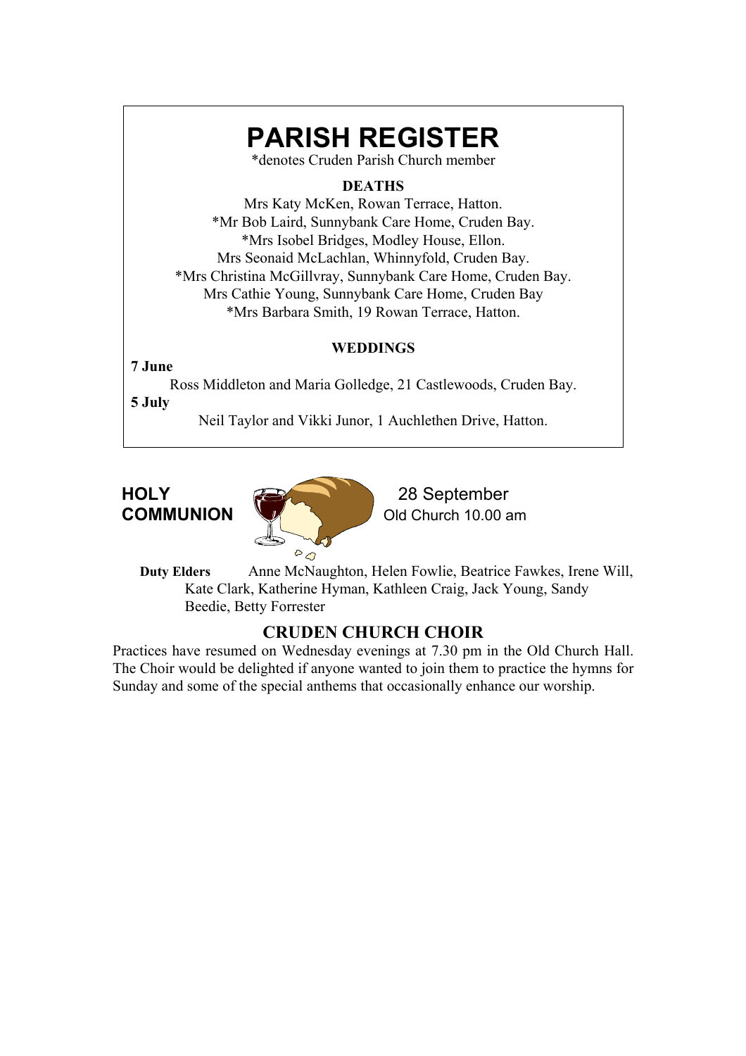# PARISH REGISTER

*denotes Cruden Parish Church member

**DEATHS**

Mrs Katy McKen, Rowan Terrace, Hatton.
*Mr Bob Laird, Sunnybank Care Home, Cruden Bay.
*Mrs Isobel Bridges, Modley House, Ellon.
Mrs Seonaid McLachlan, Whinnyfold, Cruden Bay.
*Mrs Christina McGillvray, Sunnybank Care Home, Cruden Bay.
Mrs Cathie Young, Sunnybank Care Home, Cruden Bay
*Mrs Barbara Smith, 19 Rowan Terrace, Hatton.

**WEDDINGS**

**7 June**

Ross Middleton and Maria Golledge, 21 Castlewoods, Cruden Bay.

**5 July**

Neil Taylor and Vikki Junor, 1 Auchlethen Drive, Hatton.

## HOLY COMMUNION

28 September
Old Church 10.00 am

**Duty Elders** Anne McNaughton, Helen Fowlie, Beatrice Fawkes, Irene Will, Kate Clark, Katherine Hyman, Kathleen Craig, Jack Young, Sandy Beedie, Betty Forrester

## CRUDEN CHURCH CHOIR

Practices have resumed on Wednesday evenings at 7.30 pm in the Old Church Hall. The Choir would be delighted if anyone wanted to join them to practice the hymns for Sunday and some of the special anthems that occasionally enhance our worship.